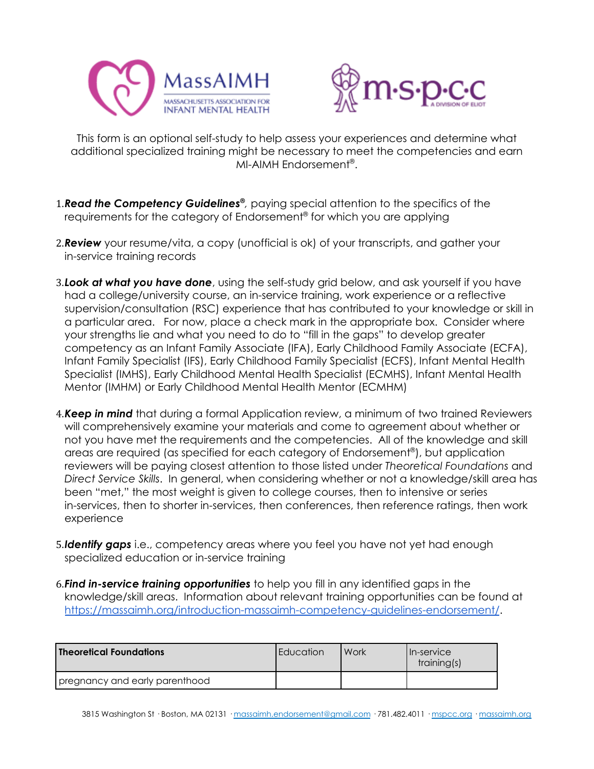This form is an optional self-study to help assess your experiences and determine what additional specialized training might be necessary to meet the competencies and earn MI-AIMH Endorsement®.

1. ***Read the Competency Guidelines®***, paying special attention to the specifics of the requirements for the category of Endorsement® for which you are applying

2. ***Review*** your resume/vita, a copy (unofficial is ok) of your transcripts, and gather your in-service training records

3. ***Look at what you have done***, using the self-study grid below, and ask yourself if you have had a college/university course, an in-service training, work experience or a reflective supervision/consultation (RSC) experience that has contributed to your knowledge or skill in a particular area. For now, place a check mark in the appropriate box. Consider where your strengths lie and what you need to do to "fill in the gaps" to develop greater competency as an Infant Family Associate (IFA), Early Childhood Family Associate (ECFA), Infant Family Specialist (IFS), Early Childhood Family Specialist (ECFS), Infant Mental Health Specialist (IMHS), Early Childhood Mental Health Specialist (ECMHS), Infant Mental Health Mentor (IMHM) or Early Childhood Mental Health Mentor (ECMHM)

4. ***Keep in mind*** that during a formal Application review, a minimum of two trained Reviewers will comprehensively examine your materials and come to agreement about whether or not you have met the requirements and the competencies. All of the knowledge and skill areas are required (as specified for each category of Endorsement®), but application reviewers will be paying closest attention to those listed under *Theoretical Foundations* and *Direct Service Skills*. In general, when considering whether or not a knowledge/skill area has been "met," the most weight is given to college courses, then to intensive or series in-services, then to shorter in-services, then conferences, then reference ratings, then work experience

5. ***Identify gaps*** i.e., competency areas where you feel you have not yet had enough specialized education or in-service training

6. ***Find in-service training opportunities*** to help you fill in any identified gaps in the knowledge/skill areas. Information about relevant training opportunities can be found at https://massaimh.org/introduction-massaimh-competency-guidelines-endorsement/.

| **Theoretical Foundations** | Education | Work | In-service training(s) |
|---|---|---|---|
| pregnancy and early parenthood | | | |

3815 Washington St · Boston, MA 02131 · massaimh.endorsement@gmail.com · 781.482.4011 · mspcc.org · massaimh.org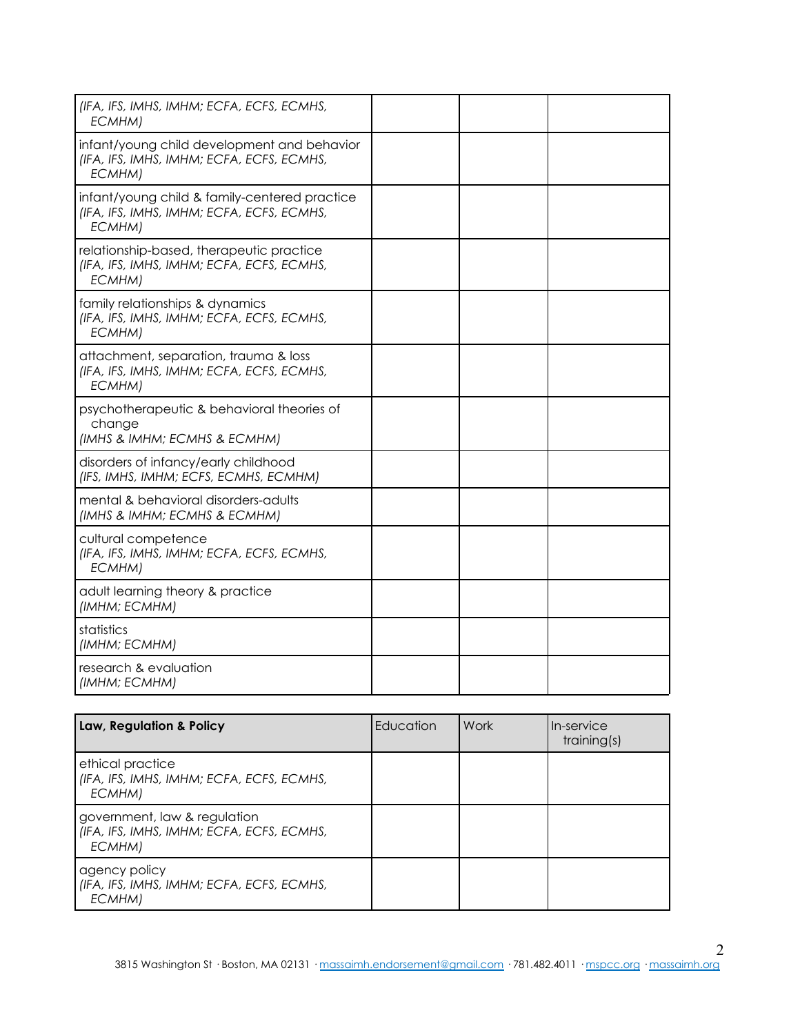| | | | |
|---|---|---|---|
| *(IFA, IFS, IMHS, IMHM; ECFA, ECFS, ECMHS, ECMHM)* | | | |
| infant/young child development and behavior *(IFA, IFS, IMHS, IMHM; ECFA, ECFS, ECMHS, ECMHM)* | | | |
| infant/young child & family-centered practice *(IFA, IFS, IMHS, IMHM; ECFA, ECFS, ECMHS, ECMHM)* | | | |
| relationship-based, therapeutic practice *(IFA, IFS, IMHS, IMHM; ECFA, ECFS, ECMHS, ECMHM)* | | | |
| family relationships & dynamics *(IFA, IFS, IMHS, IMHM; ECFA, ECFS, ECMHS, ECMHM)* | | | |
| attachment, separation, trauma & loss *(IFA, IFS, IMHS, IMHM; ECFA, ECFS, ECMHS, ECMHM)* | | | |
| psychotherapeutic & behavioral theories of change *(IMHS & IMHM; ECMHS & ECMHM)* | | | |
| disorders of infancy/early childhood *(IFS, IMHS, IMHM; ECFS, ECMHS, ECMHM)* | | | |
| mental & behavioral disorders-adults *(IMHS & IMHM; ECMHS & ECMHM)* | | | |
| cultural competence *(IFA, IFS, IMHS, IMHM; ECFA, ECFS, ECMHS, ECMHM)* | | | |
| adult learning theory & practice *(IMHM; ECMHM)* | | | |
| statistics *(IMHM; ECMHM)* | | | |
| research & evaluation *(IMHM; ECMHM)* | | | |

| **Law, Regulation & Policy** | Education | Work | In-service training(s) |
|---|---|---|---|
| ethical practice *(IFA, IFS, IMHS, IMHM; ECFA, ECFS, ECMHS, ECMHM)* | | | |
| government, law & regulation *(IFA, IFS, IMHS, IMHM; ECFA, ECFS, ECMHS, ECMHM)* | | | |
| agency policy *(IFA, IFS, IMHS, IMHM; ECFA, ECFS, ECMHS, ECMHM)* | | | |

3815 Washington St · Boston, MA 02131 · massaimh.endorsement@gmail.com · 781.482.4011 · mspcc.org · massaimh.org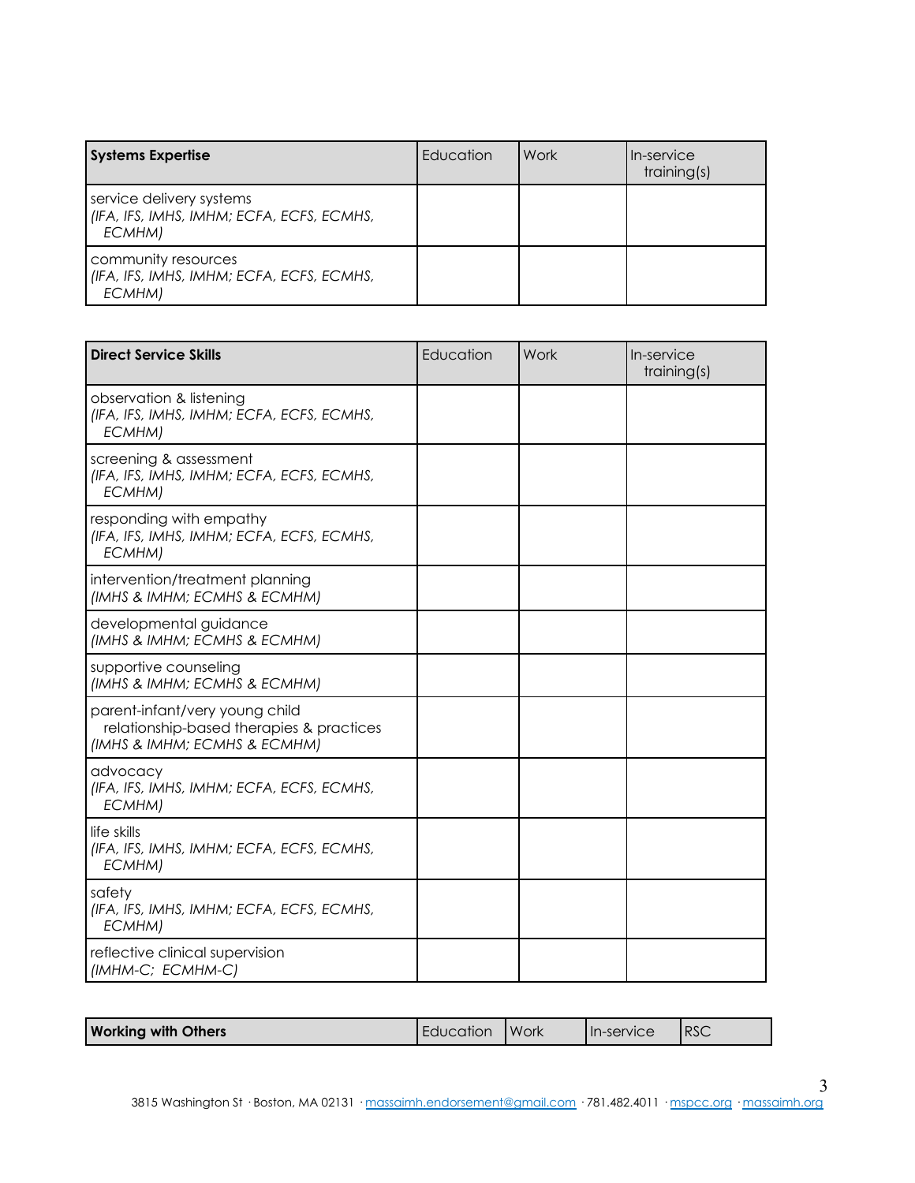| **Systems Expertise** | Education | Work | In-service training(s) |
|---|---|---|---|
| service delivery systems *(IFA, IFS, IMHS, IMHM; ECFA, ECFS, ECMHS, ECMHM)* | | | |
| community resources *(IFA, IFS, IMHS, IMHM; ECFA, ECFS, ECMHS, ECMHM)* | | | |

| **Direct Service Skills** | Education | Work | In-service training(s) |
|---|---|---|---|
| observation & listening *(IFA, IFS, IMHS, IMHM; ECFA, ECFS, ECMHS, ECMHM)* | | | |
| screening & assessment *(IFA, IFS, IMHS, IMHM; ECFA, ECFS, ECMHS, ECMHM)* | | | |
| responding with empathy *(IFA, IFS, IMHS, IMHM; ECFA, ECFS, ECMHS, ECMHM)* | | | |
| intervention/treatment planning *(IMHS & IMHM; ECMHS & ECMHM)* | | | |
| developmental guidance *(IMHS & IMHM; ECMHS & ECMHM)* | | | |
| supportive counseling *(IMHS & IMHM; ECMHS & ECMHM)* | | | |
| parent-infant/very young child relationship-based therapies & practices *(IMHS & IMHM; ECMHS & ECMHM)* | | | |
| advocacy *(IFA, IFS, IMHS, IMHM; ECFA, ECFS, ECMHS, ECMHM)* | | | |
| life skills *(IFA, IFS, IMHS, IMHM; ECFA, ECFS, ECMHS, ECMHM)* | | | |
| safety *(IFA, IFS, IMHS, IMHM; ECFA, ECFS, ECMHS, ECMHM)* | | | |
| reflective clinical supervision *(IMHM-C; ECMHM-C)* | | | |

| **Working with Others** | Education | Work | In-service | RSC |
|---|---|---|---|---|

3815 Washington St · Boston, MA 02131 · massaimh.endorsement@gmail.com · 781.482.4011 · mspcc.org · massaimh.org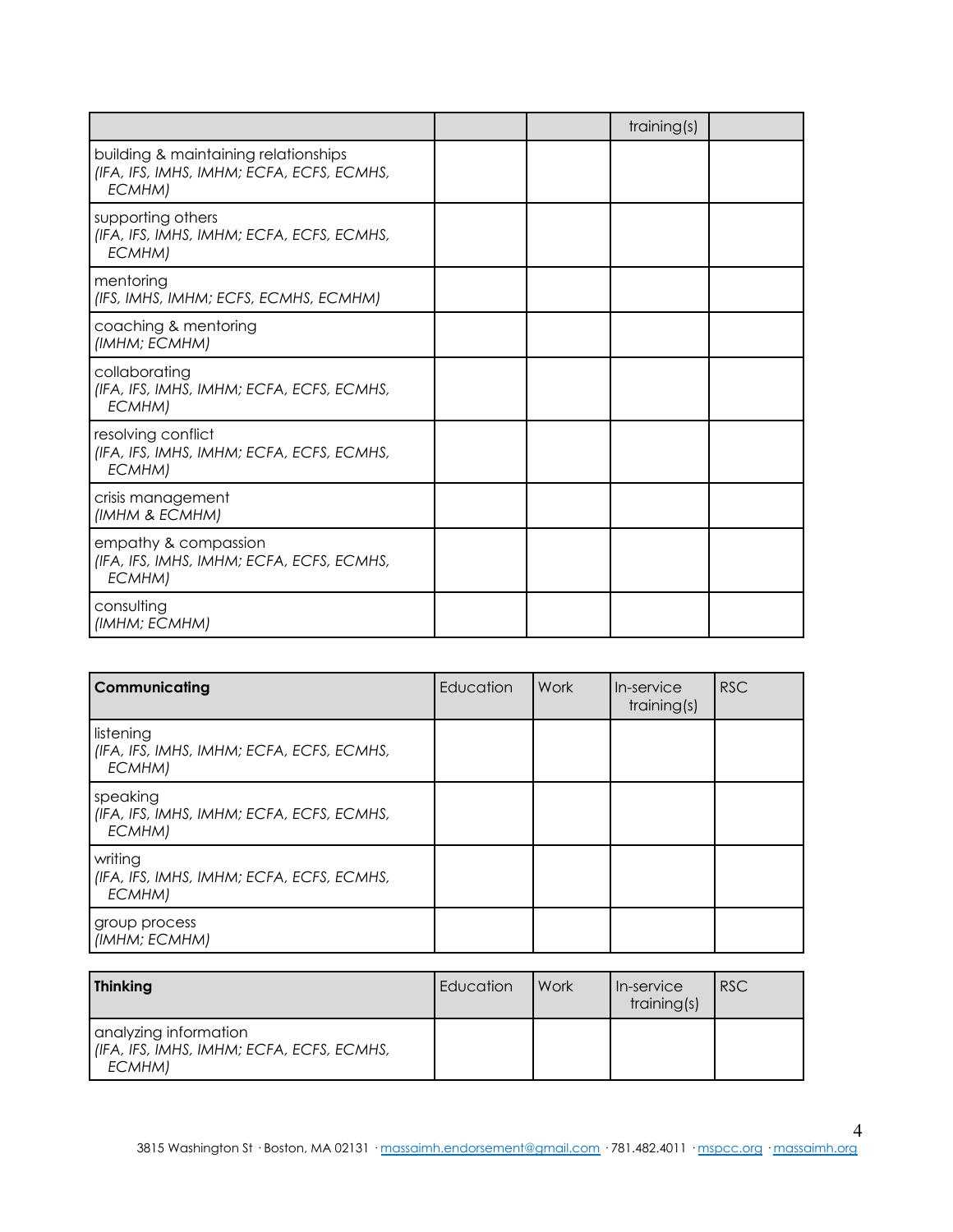| | | | training(s) | |
|---|---|---|---|---|
| building & maintaining relationships *(IFA, IFS, IMHS, IMHM; ECFA, ECFS, ECMHS, ECMHM)* | | | | |
| supporting others *(IFA, IFS, IMHS, IMHM; ECFA, ECFS, ECMHS, ECMHM)* | | | | |
| mentoring *(IFS, IMHS, IMHM; ECFS, ECMHS, ECMHM)* | | | | |
| coaching & mentoring *(IMHM; ECMHM)* | | | | |
| collaborating *(IFA, IFS, IMHS, IMHM; ECFA, ECFS, ECMHS, ECMHM)* | | | | |
| resolving conflict *(IFA, IFS, IMHS, IMHM; ECFA, ECFS, ECMHS, ECMHM)* | | | | |
| crisis management *(IMHM & ECMHM)* | | | | |
| empathy & compassion *(IFA, IFS, IMHS, IMHM; ECFA, ECFS, ECMHS, ECMHM)* | | | | |
| consulting *(IMHM; ECMHM)* | | | | |

| **Communicating** | Education | Work | In-service training(s) | RSC |
|---|---|---|---|---|
| listening *(IFA, IFS, IMHS, IMHM; ECFA, ECFS, ECMHS, ECMHM)* | | | | |
| speaking *(IFA, IFS, IMHS, IMHM; ECFA, ECFS, ECMHS, ECMHM)* | | | | |
| writing *(IFA, IFS, IMHS, IMHM; ECFA, ECFS, ECMHS, ECMHM)* | | | | |
| group process *(IMHM; ECMHM)* | | | | |

| **Thinking** | Education | Work | In-service training(s) | RSC |
|---|---|---|---|---|
| analyzing information *(IFA, IFS, IMHS, IMHM; ECFA, ECFS, ECMHS, ECMHM)* | | | | |

3815 Washington St · Boston, MA 02131 · massaimh.endorsement@gmail.com · 781.482.4011 · mspcc.org · massaimh.org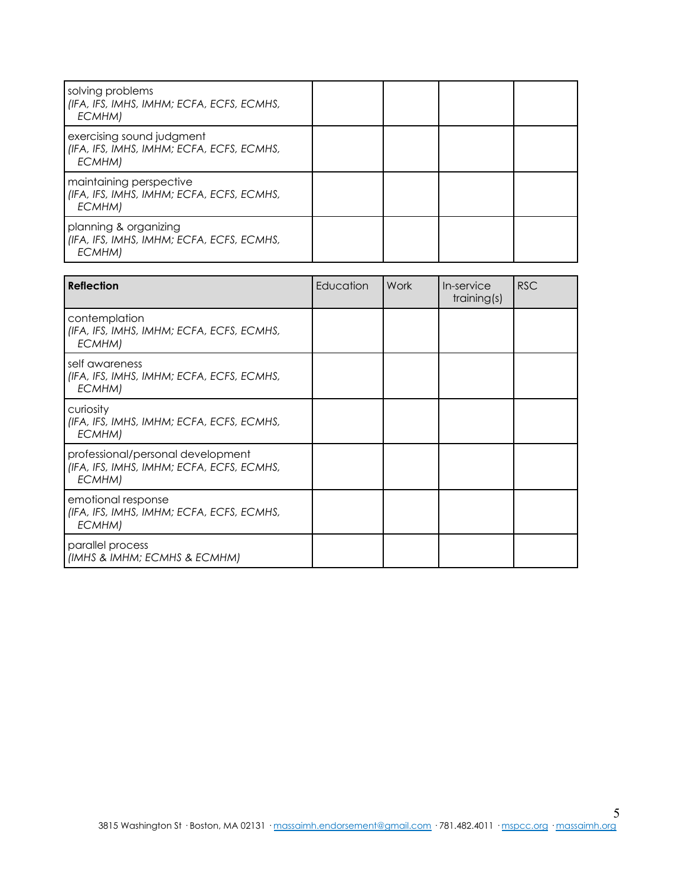| | | | | |
|---|---|---|---|---|
| solving problems<br>*(IFA, IFS, IMHS, IMHM; ECFA, ECFS, ECMHS, ECMHM)* | | | | |
| exercising sound judgment<br>*(IFA, IFS, IMHS, IMHM; ECFA, ECFS, ECMHS, ECMHM)* | | | | |
| maintaining perspective<br>*(IFA, IFS, IMHS, IMHM; ECFA, ECFS, ECMHS, ECMHM)* | | | | |
| planning & organizing<br>*(IFA, IFS, IMHS, IMHM; ECFA, ECFS, ECMHS, ECMHM)* | | | | |

| **Reflection** | Education | Work | In-service training(s) | RSC |
|---|---|---|---|---|
| contemplation<br>*(IFA, IFS, IMHS, IMHM; ECFA, ECFS, ECMHS, ECMHM)* | | | | |
| self awareness<br>*(IFA, IFS, IMHS, IMHM; ECFA, ECFS, ECMHS, ECMHM)* | | | | |
| curiosity<br>*(IFA, IFS, IMHS, IMHM; ECFA, ECFS, ECMHS, ECMHM)* | | | | |
| professional/personal development<br>*(IFA, IFS, IMHS, IMHM; ECFA, ECFS, ECMHS, ECMHM)* | | | | |
| emotional response<br>*(IFA, IFS, IMHS, IMHM; ECFA, ECFS, ECMHS, ECMHM)* | | | | |
| parallel process<br>*(IMHS & IMHM; ECMHS & ECMHM)* | | | | |

3815 Washington St · Boston, MA 02131 · massaimh.endorsement@gmail.com · 781.482.4011 · mspcc.org · massaimh.org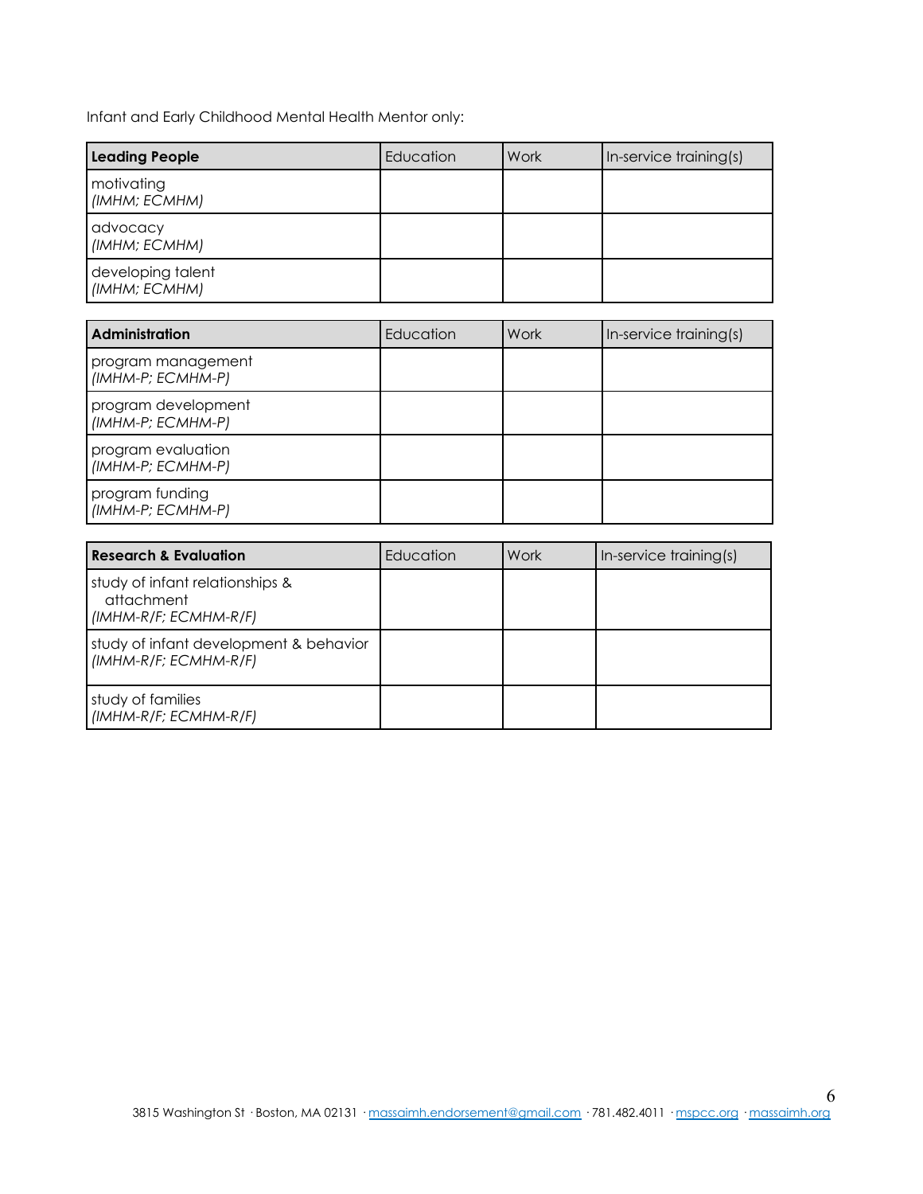Infant and Early Childhood Mental Health Mentor only:

| **Leading People** | Education | Work | In-service training(s) |
|---|---|---|---|
| motivating *(IMHM; ECMHM)* | | | |
| advocacy *(IMHM; ECMHM)* | | | |
| developing talent *(IMHM; ECMHM)* | | | |

| **Administration** | Education | Work | In-service training(s) |
|---|---|---|---|
| program management *(IMHM-P; ECMHM-P)* | | | |
| program development *(IMHM-P; ECMHM-P)* | | | |
| program evaluation *(IMHM-P; ECMHM-P)* | | | |
| program funding *(IMHM-P; ECMHM-P)* | | | |

| **Research & Evaluation** | Education | Work | In-service training(s) |
|---|---|---|---|
| study of infant relationships & attachment *(IMHM-R/F; ECMHM-R/F)* | | | |
| study of infant development & behavior *(IMHM-R/F; ECMHM-R/F)* | | | |
| study of families *(IMHM-R/F; ECMHM-R/F)* | | | |

3815 Washington St · Boston, MA 02131 · massaimh.endorsement@gmail.com · 781.482.4011 · mspcc.org · massaimh.org